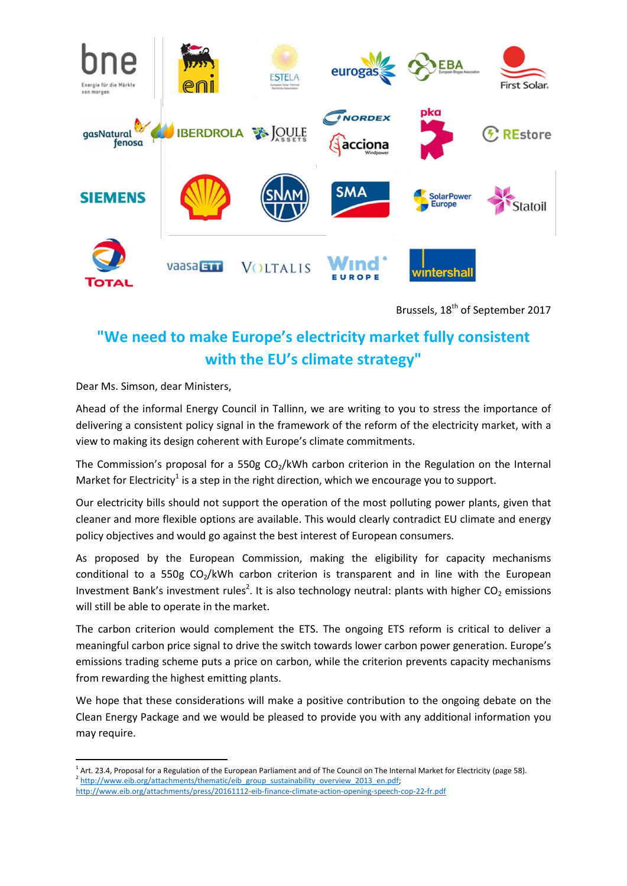Brussels, 18th of September 2017

# "We need to make Europe's electricity market fully consistent with the EU's climate strategy"

Dear Ms. Simson, dear Ministers,

Ahead of the informal Energy Council in Tallinn, we are writing to you to stress the importance of delivering a consistent policy signal in the framework of the reform of the electricity market, with a view to making its design coherent with Europe's climate commitments.

The Commission's proposal for a 550g $CO_2$/kWh carbon criterion in the Regulation on the Internal Market for Electricity[1] is a step in the right direction, which we encourage you to support.

Our electricity bills should not support the operation of the most polluting power plants, given that cleaner and more flexible options are available. This would clearly contradict EU climate and energy policy objectives and would go against the best interest of European consumers.

As proposed by the European Commission, making the eligibility for capacity mechanisms conditional to a 550g $CO_2$/kWh carbon criterion is transparent and in line with the European Investment Bank's investment rules[2]. It is also technology neutral: plants with higher $CO_2$ emissions will still be able to operate in the market.

The carbon criterion would complement the ETS. The ongoing ETS reform is critical to deliver a meaningful carbon price signal to drive the switch towards lower carbon power generation. Europe's emissions trading scheme puts a price on carbon, while the criterion prevents capacity mechanisms from rewarding the highest emitting plants.

We hope that these considerations will make a positive contribution to the ongoing debate on the Clean Energy Package and we would be pleased to provide you with any additional information you may require.

---

[1] Art. 23.4, Proposal for a Regulation of the European Parliament and of The Council on The Internal Market for Electricity (page 58).

[2] http://www.eib.org/attachments/thematic/eib_group_sustainability_overview_2013_en.pdf; http://www.eib.org/attachments/press/20161112-eib-finance-climate-action-opening-speech-cop-22-fr.pdf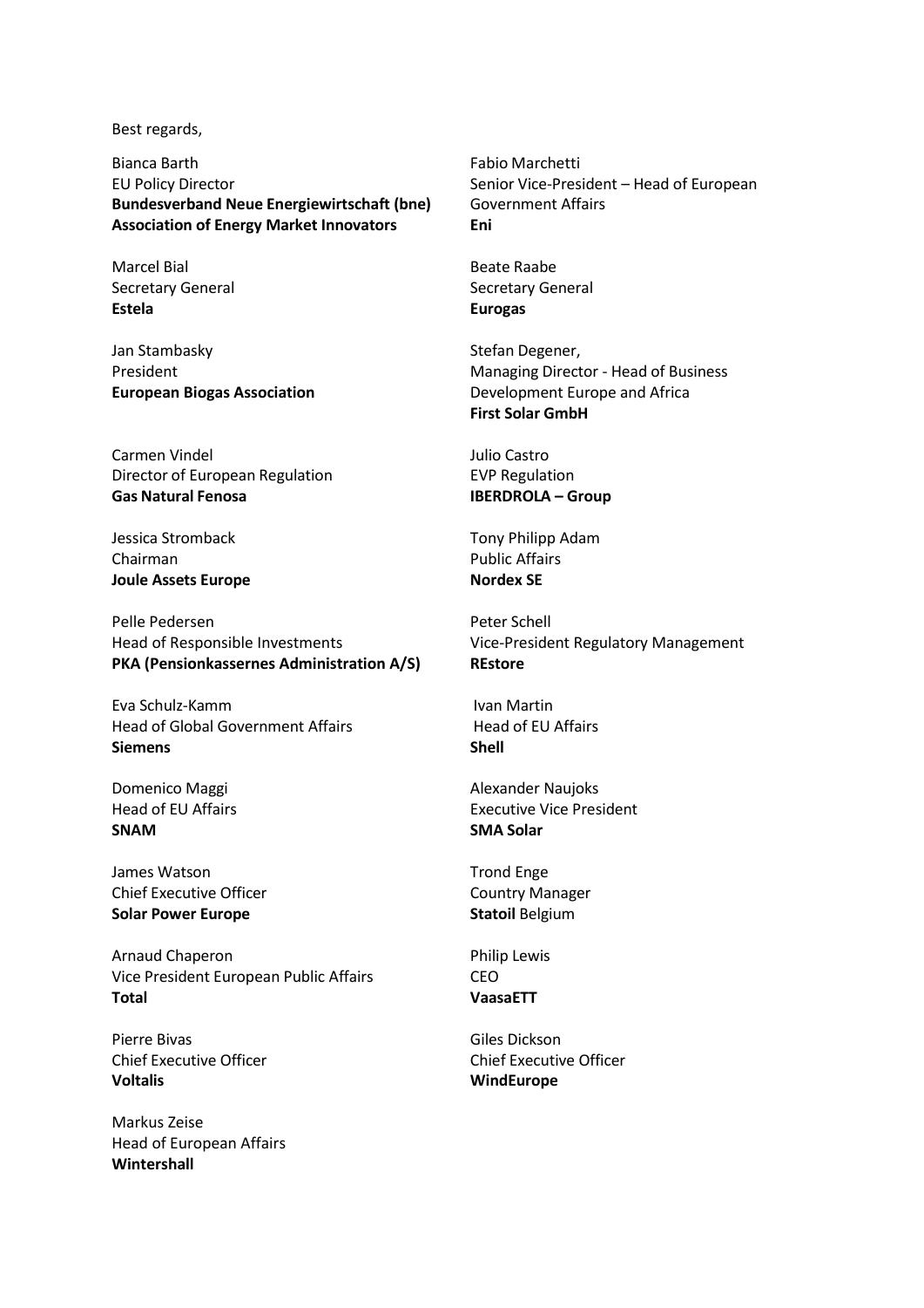Best regards,

Bianca Barth
EU Policy Director
**Bundesverband Neue Energiewirtschaft (bne)**
**Association of Energy Market Innovators**

Fabio Marchetti
Senior Vice-President – Head of European Government Affairs
**Eni**

Marcel Bial
Secretary General
**Estela**

Beate Raabe
Secretary General
**Eurogas**

Jan Stambasky
President
**European Biogas Association**

Stefan Degener,
Managing Director - Head of Business Development Europe and Africa
**First Solar GmbH**

Carmen Vindel
Director of European Regulation
**Gas Natural Fenosa**

Julio Castro
EVP Regulation
**IBERDROLA – Group**

Jessica Stromback
Chairman
**Joule Assets Europe**

Tony Philipp Adam
Public Affairs
**Nordex SE**

Pelle Pedersen
Head of Responsible Investments
**PKA (Pensionkassernes Administration A/S)**

Peter Schell
Vice-President Regulatory Management
**REstore**

Eva Schulz-Kamm
Head of Global Government Affairs
**Siemens**

Ivan Martin
Head of EU Affairs
**Shell**

Domenico Maggi
Head of EU Affairs
**SNAM**

Alexander Naujoks
Executive Vice President
**SMA Solar**

James Watson
Chief Executive Officer
**Solar Power Europe**

Trond Enge
Country Manager
**Statoil** Belgium

Arnaud Chaperon
Vice President European Public Affairs
**Total**

Philip Lewis
CEO
**VaasaETT**

Pierre Bivas
Chief Executive Officer
**Voltalis**

Giles Dickson
Chief Executive Officer
**WindEurope**

Markus Zeise
Head of European Affairs
**Wintershall**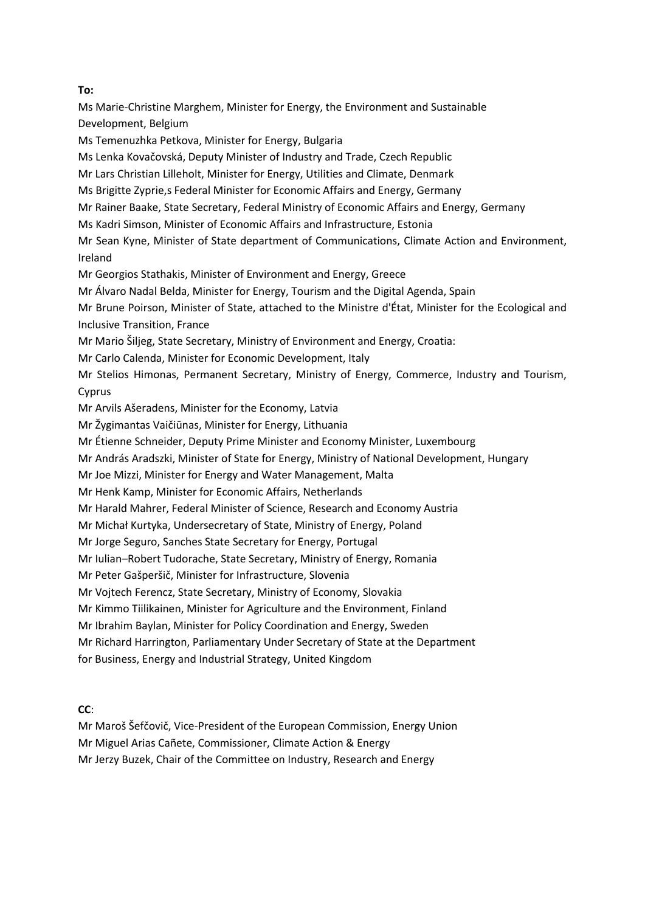**To:**

Ms Marie-Christine Marghem, Minister for Energy, the Environment and Sustainable Development, Belgium

Ms Temenuzhka Petkova, Minister for Energy, Bulgaria

Ms Lenka Kovačovská, Deputy Minister of Industry and Trade, Czech Republic

Mr Lars Christian Lilleholt, Minister for Energy, Utilities and Climate, Denmark

Ms Brigitte Zyprie,s Federal Minister for Economic Affairs and Energy, Germany

Mr Rainer Baake, State Secretary, Federal Ministry of Economic Affairs and Energy, Germany

Ms Kadri Simson, Minister of Economic Affairs and Infrastructure, Estonia

Mr Sean Kyne, Minister of State department of Communications, Climate Action and Environment, Ireland

Mr Georgios Stathakis, Minister of Environment and Energy, Greece

Mr Álvaro Nadal Belda, Minister for Energy, Tourism and the Digital Agenda, Spain

Mr Brune Poirson, Minister of State, attached to the Ministre d'État, Minister for the Ecological and Inclusive Transition, France

Mr Mario Šiljeg, State Secretary, Ministry of Environment and Energy, Croatia:

Mr Carlo Calenda, Minister for Economic Development, Italy

Mr Stelios Himonas, Permanent Secretary, Ministry of Energy, Commerce, Industry and Tourism, Cyprus

Mr Arvils Ašeradens, Minister for the Economy, Latvia

Mr Žygimantas Vaičiūnas, Minister for Energy, Lithuania

Mr Étienne Schneider, Deputy Prime Minister and Economy Minister, Luxembourg

Mr András Aradszki, Minister of State for Energy, Ministry of National Development, Hungary

Mr Joe Mizzi, Minister for Energy and Water Management, Malta

Mr Henk Kamp, Minister for Economic Affairs, Netherlands

Mr Harald Mahrer, Federal Minister of Science, Research and Economy Austria

Mr Michał Kurtyka, Undersecretary of State, Ministry of Energy, Poland

Mr Jorge Seguro, Sanches State Secretary for Energy, Portugal

Mr Iulian–Robert Tudorache, State Secretary, Ministry of Energy, Romania

Mr Peter Gašperšič, Minister for Infrastructure, Slovenia

Mr Vojtech Ferencz, State Secretary, Ministry of Economy, Slovakia

Mr Kimmo Tiilikainen, Minister for Agriculture and the Environment, Finland

Mr Ibrahim Baylan, Minister for Policy Coordination and Energy, Sweden

Mr Richard Harrington, Parliamentary Under Secretary of State at the Department for Business, Energy and Industrial Strategy, United Kingdom

**CC**:

Mr Maroš Šefčovič, Vice-President of the European Commission, Energy Union

Mr Miguel Arias Cañete, Commissioner, Climate Action & Energy

Mr Jerzy Buzek, Chair of the Committee on Industry, Research and Energy